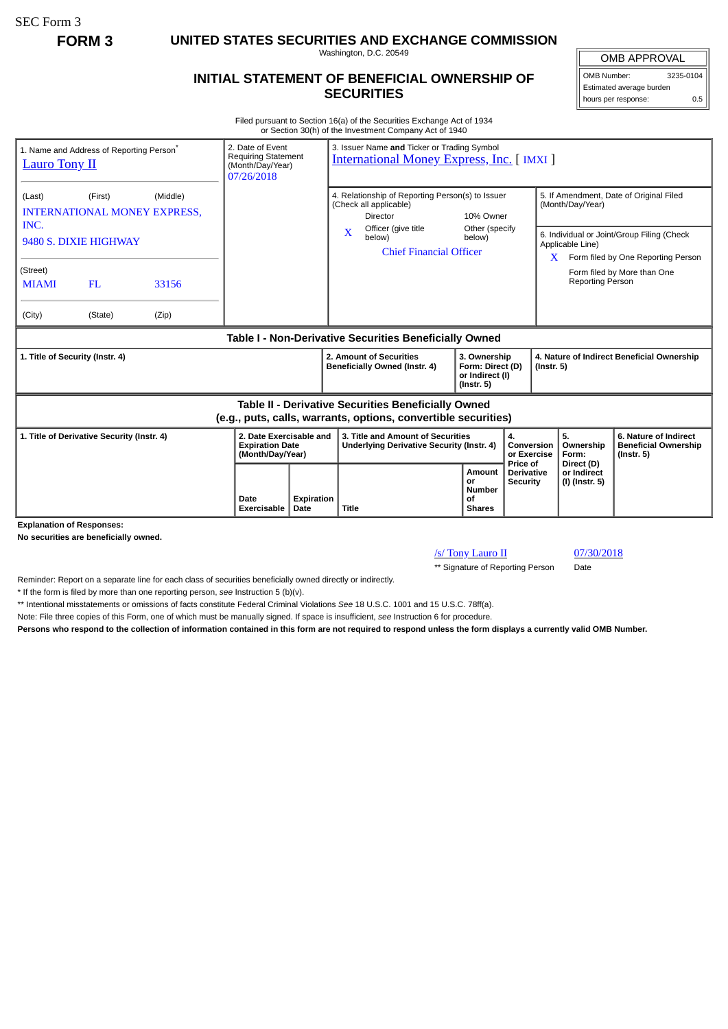SEC Form 3

**FORM 3**

# UNITED STATES SECURITIES AND EXCHANGE COMMISSION

Washington, D.C. 20549

## INITIAL STATEMENT OF BENEFICIAL OWNERSHIP OF SECURITIES

| OMB APPROVAL | |
|---|---|
| OMB Number: | 3235-0104 |
| Estimated average burden hours per response: | 0.5 |

Filed pursuant to Section 16(a) of the Securities Exchange Act of 1934
or Section 30(h) of the Investment Company Act of 1940

1. Name and Address of Reporting Person*
Lauro Tony II

(Last) (First) (Middle)
INTERNATIONAL MONEY EXPRESS, INC.
9480 S. DIXIE HIGHWAY

(Street)
MIAMI FL 33156

(City) (State) (Zip)

2. Date of Event Requiring Statement (Month/Day/Year)
07/26/2018

3. Issuer Name **and** Ticker or Trading Symbol
International Money Express, Inc. [ IMXI ]

4. Relationship of Reporting Person(s) to Issuer (Check all applicable)
Director
10% Owner
X Officer (give title below)
Other (specify below)
Chief Financial Officer

5. If Amendment, Date of Original Filed (Month/Day/Year)

6. Individual or Joint/Group Filing (Check Applicable Line)
X Form filed by One Reporting Person
Form filed by More than One Reporting Person

**Table I - Non-Derivative Securities Beneficially Owned**

| 1. Title of Security (Instr. 4) | 2. Amount of Securities Beneficially Owned (Instr. 4) | 3. Ownership Form: Direct (D) or Indirect (I) (Instr. 5) | 4. Nature of Indirect Beneficial Ownership (Instr. 5) |
|---|---|---|---|

**Table II - Derivative Securities Beneficially Owned (e.g., puts, calls, warrants, options, convertible securities)**

| 1. Title of Derivative Security (Instr. 4) | 2. Date Exercisable and Expiration Date (Month/Day/Year) | | 3. Title and Amount of Securities Underlying Derivative Security (Instr. 4) | | 4. Conversion or Exercise Price of Derivative Security | 5. Ownership Form: Direct (D) or Indirect (I) (Instr. 5) | 6. Nature of Indirect Beneficial Ownership (Instr. 5) |
|---|---|---|---|---|---|---|---|
| | Date Exercisable | Expiration Date | Title | Amount or Number of Shares | | | |

**Explanation of Responses:**

**No securities are beneficially owned.**

/s/ Tony Lauro II — 07/30/2018

** Signature of Reporting Person — Date

Reminder: Report on a separate line for each class of securities beneficially owned directly or indirectly.

* If the form is filed by more than one reporting person, *see* Instruction 5 (b)(v).

** Intentional misstatements or omissions of facts constitute Federal Criminal Violations *See* 18 U.S.C. 1001 and 15 U.S.C. 78ff(a).

Note: File three copies of this Form, one of which must be manually signed. If space is insufficient, *see* Instruction 6 for procedure.

**Persons who respond to the collection of information contained in this form are not required to respond unless the form displays a currently valid OMB Number.**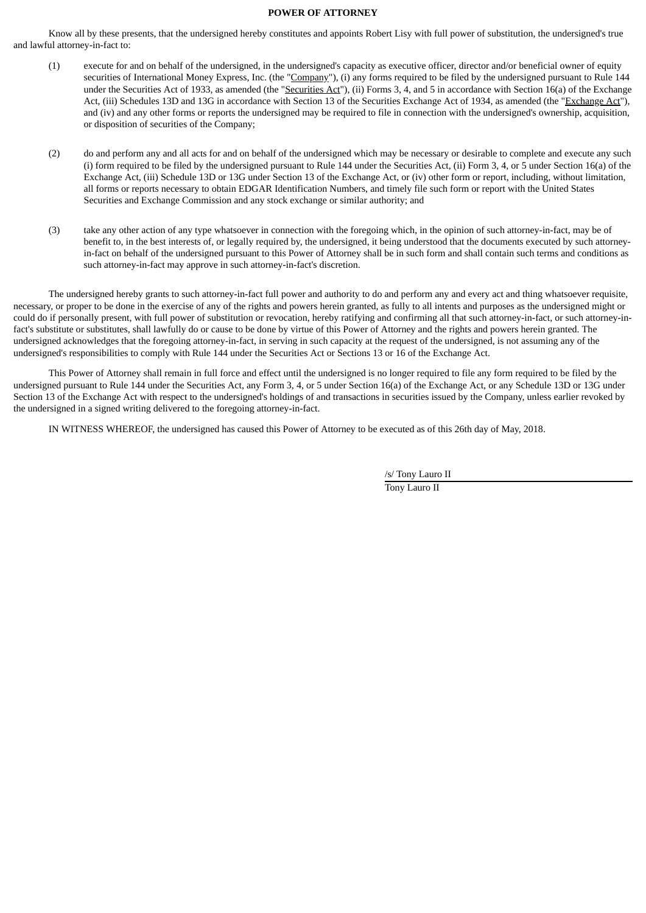# POWER OF ATTORNEY

Know all by these presents, that the undersigned hereby constitutes and appoints Robert Lisy with full power of substitution, the undersigned's true and lawful attorney-in-fact to:

(1) execute for and on behalf of the undersigned, in the undersigned's capacity as executive officer, director and/or beneficial owner of equity securities of International Money Express, Inc. (the "Company"), (i) any forms required to be filed by the undersigned pursuant to Rule 144 under the Securities Act of 1933, as amended (the "Securities Act"), (ii) Forms 3, 4, and 5 in accordance with Section 16(a) of the Exchange Act, (iii) Schedules 13D and 13G in accordance with Section 13 of the Securities Exchange Act of 1934, as amended (the "Exchange Act"), and (iv) and any other forms or reports the undersigned may be required to file in connection with the undersigned's ownership, acquisition, or disposition of securities of the Company;

(2) do and perform any and all acts for and on behalf of the undersigned which may be necessary or desirable to complete and execute any such (i) form required to be filed by the undersigned pursuant to Rule 144 under the Securities Act, (ii) Form 3, 4, or 5 under Section 16(a) of the Exchange Act, (iii) Schedule 13D or 13G under Section 13 of the Exchange Act, or (iv) other form or report, including, without limitation, all forms or reports necessary to obtain EDGAR Identification Numbers, and timely file such form or report with the United States Securities and Exchange Commission and any stock exchange or similar authority; and

(3) take any other action of any type whatsoever in connection with the foregoing which, in the opinion of such attorney-in-fact, may be of benefit to, in the best interests of, or legally required by, the undersigned, it being understood that the documents executed by such attorney-in-fact on behalf of the undersigned pursuant to this Power of Attorney shall be in such form and shall contain such terms and conditions as such attorney-in-fact may approve in such attorney-in-fact's discretion.

The undersigned hereby grants to such attorney-in-fact full power and authority to do and perform any and every act and thing whatsoever requisite, necessary, or proper to be done in the exercise of any of the rights and powers herein granted, as fully to all intents and purposes as the undersigned might or could do if personally present, with full power of substitution or revocation, hereby ratifying and confirming all that such attorney-in-fact, or such attorney-in-fact's substitute or substitutes, shall lawfully do or cause to be done by virtue of this Power of Attorney and the rights and powers herein granted. The undersigned acknowledges that the foregoing attorney-in-fact, in serving in such capacity at the request of the undersigned, is not assuming any of the undersigned's responsibilities to comply with Rule 144 under the Securities Act or Sections 13 or 16 of the Exchange Act.

This Power of Attorney shall remain in full force and effect until the undersigned is no longer required to file any form required to be filed by the undersigned pursuant to Rule 144 under the Securities Act, any Form 3, 4, or 5 under Section 16(a) of the Exchange Act, or any Schedule 13D or 13G under Section 13 of the Exchange Act with respect to the undersigned's holdings of and transactions in securities issued by the Company, unless earlier revoked by the undersigned in a signed writing delivered to the foregoing attorney-in-fact.

IN WITNESS WHEREOF, the undersigned has caused this Power of Attorney to be executed as of this 26th day of May, 2018.

/s/ Tony Lauro II

Tony Lauro II